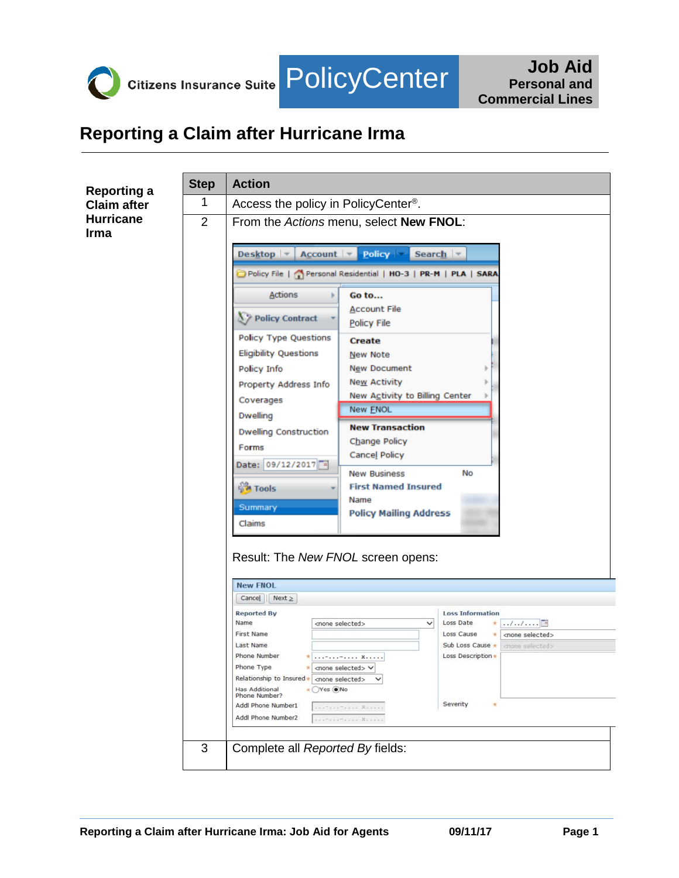Citizens Insurance Suite **PolicyCenter**

**Job Aid**
**Personal and Commercial Lines**

# Reporting a Claim after Hurricane Irma

**Reporting a Claim after Hurricane Irma**

| Step | Action |
|---|---|
| 1 | Access the policy in PolicyCenter®. |
| 2 | From the *Actions* menu, select **New FNOL**:<br><br>Result: The *New FNOL* screen opens: |
| 3 | Complete all *Reported By* fields: |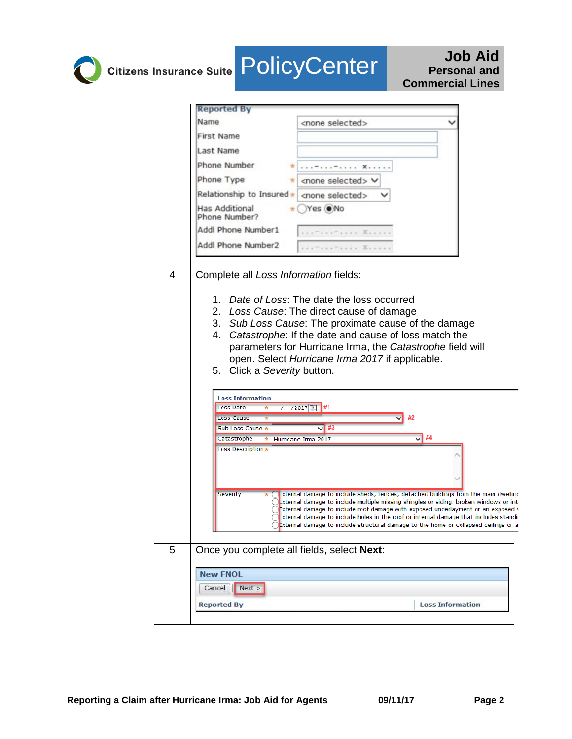| | |
|---|---|
| | **Reported By**<br>Name: <none selected><br>First Name<br>Last Name<br>Phone Number *<br>Phone Type * <none selected><br>Relationship to Insured * <none selected><br>Has Additional Phone Number? * Yes / No<br>Addl Phone Number1<br>Addl Phone Number2 |
| 4 | Complete all *Loss Information* fields:<br><br>1. *Date of Loss*: The date the loss occurred<br>2. *Loss Cause*: The direct cause of damage<br>3. *Sub Loss Cause*: The proximate cause of the damage<br>4. *Catastrophe*: If the date and cause of loss match the parameters for Hurricane Irma, the *Catastrophe* field will open. Select *Hurricane Irma 2017* if applicable.<br>5. Click a *Severity* button.<br><br>**Loss Information**<br>Loss Date * / /2017 #1<br>Loss Cause * #2<br>Sub Loss Cause * #3<br>Catastrophe * Hurricane Irma 2017 #4<br>Loss Description *<br>Severity *<br>External damage to include sheds, fences, detached buildings from the main dwelling<br>External damage to include multiple missing shingles or siding, broken windows or int<br>External damage to include roof damage with exposed underlayment or an exposed<br>External damage to include holes in the roof or internal damage that includes standi<br>External damage to include structural damage to the home or collapsed ceilings or a |
| 5 | Once you complete all fields, select **Next**:<br><br>**New FNOL**<br>Cancel \| Next ><br>Reported By \| Loss Information |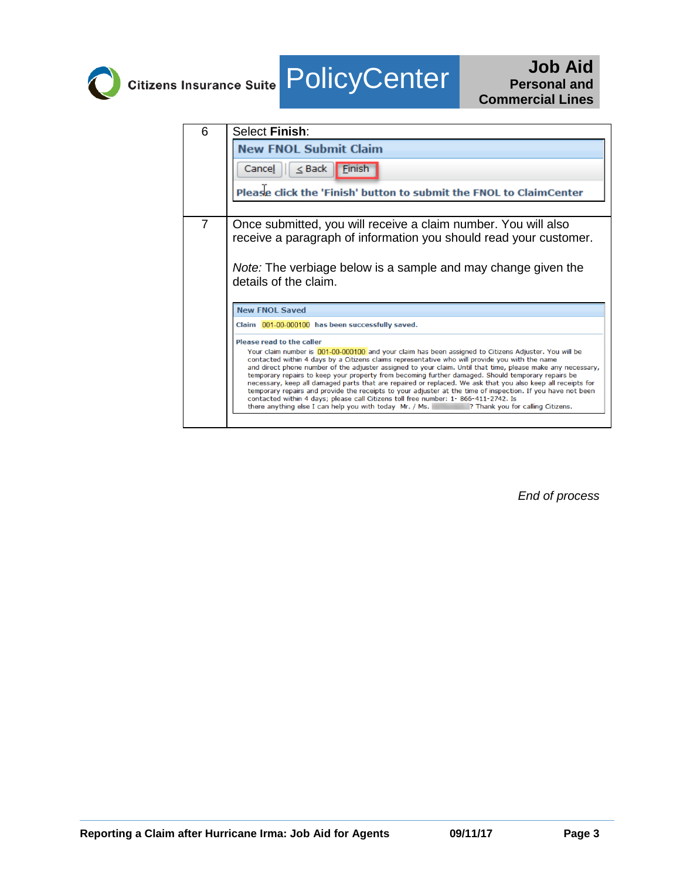| | |
|---|---|
| 6 | Select **Finish**:<br>**New FNOL Submit Claim**<br>Cancel · < Back · Finish<br>**Please click the 'Finish' button to submit the FNOL to ClaimCenter** |
| 7 | Once submitted, you will receive a claim number. You will also receive a paragraph of information you should read your customer.<br><br>*Note:* The verbiage below is a sample and may change given the details of the claim.<br><br>**New FNOL Saved**<br>Claim 001-00-000100 has been successfully saved.<br><br>**Please read to the caller**<br>Your claim number is 001-00-000100 and your claim has been assigned to Citizens Adjuster. You will be contacted within 4 days by a Citizens claims representative who will provide you with the name and direct phone number of the adjuster assigned to your claim. Until that time, please make any necessary, temporary repairs to keep your property from becoming further damaged. Should temporary repairs be necessary, keep all damaged parts that are repaired or replaced. We ask that you also keep all receipts for temporary repairs and provide the receipts to your adjuster at the time of inspection. If you have not been contacted within 4 days; please call Citizens toll free number: 1- 866-411-2742. Is there anything else I can help you with today Mr. / Ms. ? Thank you for calling Citizens. |

*End of process*